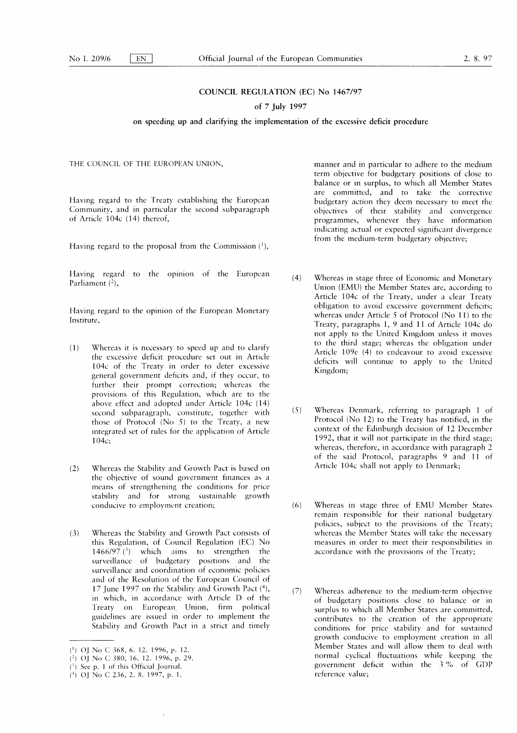# COUNCIL REGULATION (EC) No 1467/97

## of 7 July 1997

## on speeding up and clarifying the implementation of the excessive deficit procedure

THE COUNCIL OF THE EUROPEAN UNION,

Having regard to the Treaty establishing the European Community, and in particular the second subparagraph of Article 104c (14) thereof,

Having regard to the proposal from the Commission [1],

Having regard to the opinion of the European Parliament [2],

Having regard to the opinion of the European Monetary Institute,

(1) Whereas it is necessary to speed up and to clarify the excessive deficit procedure set out in Article 104c of the Treaty in order to deter excessive general government deficits and, if they occur, to further their prompt correction; whereas the provisions of this Regulation, which are to the above effect and adopted under Article 104c (14) second subparagraph, constitute, together with those of Protocol (No 5) to the Treaty, a new integrated set of rules for the application of Article 104c;

(2) Whereas the Stability and Growth Pact is based on the objective of sound government finances as a means of strengthening the conditions for price stability and for strong sustainable growth conducive to employment creation;

(3) Whereas the Stability and Growth Pact consists of this Regulation, of Council Regulation (EC) No 1466/97 [3] which aims to strengthen the surveillance of budgetary positions and the surveillance and coordination of economic policies and of the Resolution of the European Council of 17 June 1997 on the Stability and Growth Pact [4], in which, in accordance with Article D of the Treaty on European Union, firm political guidelines are issued in order to implement the Stability and Growth Pact in a strict and timely manner and in particular to adhere to the medium term objective for budgetary positions of close to balance or in surplus, to which all Member States are committed, and to take the corrective budgetary action they deem necessary to meet the objectives of their stability and convergence programmes, whenever they have information indicating actual or expected significant divergence from the medium-term budgetary objective;

(4) Whereas in stage three of Economic and Monetary Union (EMU) the Member States are, according to Article 104c of the Treaty, under a clear Treaty obligation to avoid excessive government deficits; whereas under Article 5 of Protocol (No 11) to the Treaty, paragraphs 1, 9 and 11 of Article 104c do not apply to the United Kingdom unless it moves to the third stage; whereas the obligation under Article 109e (4) to endeavour to avoid excessive deficits will continue to apply to the United Kingdom;

(5) Whereas Denmark, referring to paragraph 1 of Protocol (No 12) to the Treaty has notified, in the context of the Edinburgh decision of 12 December 1992, that it will not participate in the third stage; whereas, therefore, in accordance with paragraph 2 of the said Protocol, paragraphs 9 and 11 of Article 104c shall not apply to Denmark;

(6) Whereas in stage three of EMU Member States remain responsible for their national budgetary policies, subject to the provisions of the Treaty; whereas the Member States will take the necessary measures in order to meet their responsibilities in accordance with the provisions of the Treaty;

(7) Whereas adherence to the medium-term objective of budgetary positions close to balance or in surplus to which all Member States are committed, contributes to the creation of the appropriate conditions for price stability and for sustained growth conducive to employment creation in all Member States and will allow them to deal with normal cyclical fluctuations while keeping the government deficit within the 3 % of GDP reference value;

---

[1] OJ No C 368, 6. 12. 1996, p. 12.

[2] OJ No C 380, 16. 12. 1996, p. 29.

[3] See p. 1 of this Official Journal.

[4] OJ No C 236, 2. 8. 1997, p. 1.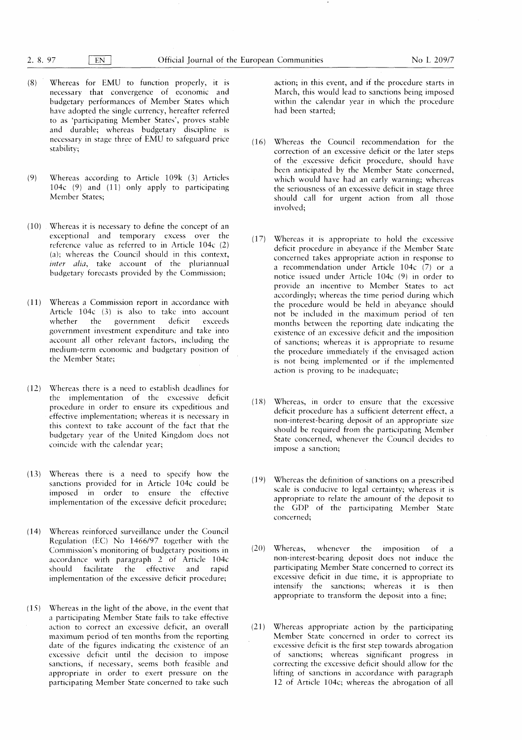(8) Whereas for EMU to function properly, it is necessary that convergence of economic and budgetary performances of Member States which have adopted the single currency, hereafter referred to as 'participating Member States', proves stable and durable; whereas budgetary discipline is necessary in stage three of EMU to safeguard price stability;

(9) Whereas according to Article 109k (3) Articles 104c (9) and (11) only apply to participating Member States;

(10) Whereas it is necessary to define the concept of an exceptional and temporary excess over the reference value as referred to in Article 104c (2) (a); whereas the Council should in this context, *inter alia*, take account of the pluriannual budgetary forecasts provided by the Commission;

(11) Whereas a Commission report in accordance with Article 104c (3) is also to take into account whether the government deficit exceeds government investment expenditure and take into account all other relevant factors, including the medium-term economic and budgetary position of the Member State;

(12) Whereas there is a need to establish deadlines for the implementation of the excessive deficit procedure in order to ensure its expeditious and effective implementation; whereas it is necessary in this context to take account of the fact that the budgetary year of the United Kingdom does not coincide with the calendar year;

(13) Whereas there is a need to specify how the sanctions provided for in Article 104c could be imposed in order to ensure the effective implementation of the excessive deficit procedure;

(14) Whereas reinforced surveillance under the Council Regulation (EC) No 1466/97 together with the Commission's monitoring of budgetary positions in accordance with paragraph 2 of Article 104c should facilitate the effective and rapid implementation of the excessive deficit procedure;

(15) Whereas in the light of the above, in the event that a participating Member State fails to take effective action to correct an excessive deficit, an overall maximum period of ten months from the reporting date of the figures indicating the existence of an excessive deficit until the decision to impose sanctions, if necessary, seems both feasible and appropriate in order to exert pressure on the participating Member State concerned to take such action; in this event, and if the procedure starts in March, this would lead to sanctions being imposed within the calendar year in which the procedure had been started;

(16) Whereas the Council recommendation for the correction of an excessive deficit or the later steps of the excessive deficit procedure, should have been anticipated by the Member State concerned, which would have had an early warning; whereas the seriousness of an excessive deficit in stage three should call for urgent action from all those involved;

(17) Whereas it is appropriate to hold the excessive deficit procedure in abeyance if the Member State concerned takes appropriate action in response to a recommendation under Article 104c (7) or a notice issued under Article 104c (9) in order to provide an incentive to Member States to act accordingly; whereas the time period during which the procedure would be held in abeyance should not be included in the maximum period of ten months between the reporting date indicating the existence of an excessive deficit and the imposition of sanctions; whereas it is appropriate to resume the procedure immediately if the envisaged action is not being implemented or if the implemented action is proving to be inadequate;

(18) Whereas, in order to ensure that the excessive deficit procedure has a sufficient deterrent effect, a non-interest-bearing deposit of an appropriate size should be required from the participating Member State concerned, whenever the Council decides to impose a sanction;

(19) Whereas the definition of sanctions on a prescribed scale is conducive to legal certainty; whereas it is appropriate to relate the amount of the deposit to the GDP of the participating Member State concerned;

(20) Whereas, whenever the imposition of a non-interest-bearing deposit does not induce the participating Member State concerned to correct its excessive deficit in due time, it is appropriate to intensify the sanctions; whereas it is then appropriate to transform the deposit into a fine;

(21) Whereas appropriate action by the participating Member State concerned in order to correct its excessive deficit is the first step towards abrogation of sanctions; whereas significant progress in correcting the excessive deficit should allow for the lifting of sanctions in accordance with paragraph 12 of Article 104c; whereas the abrogation of all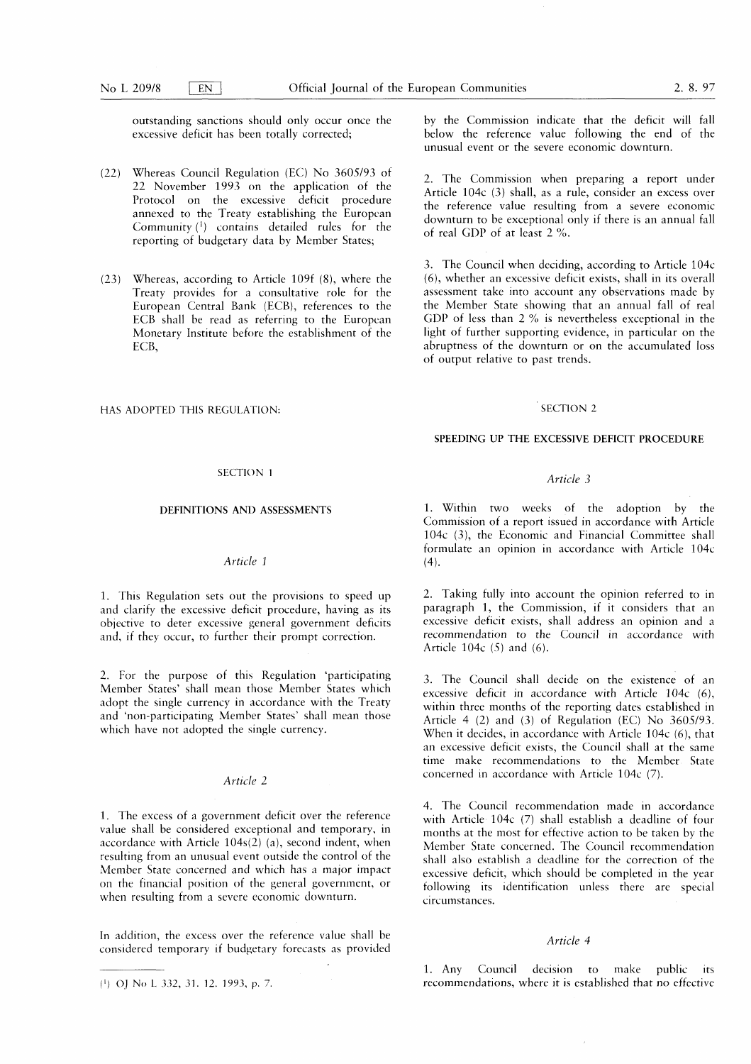outstanding sanctions should only occur once the excessive deficit has been totally corrected;

(22) Whereas Council Regulation (EC) No 3605/93 of 22 November 1993 on the application of the Protocol on the excessive deficit procedure annexed to the Treaty establishing the European Community [1] contains detailed rules for the reporting of budgetary data by Member States;

(23) Whereas, according to Article 109f (8), where the Treaty provides for a consultative role for the European Central Bank (ECB), references to the ECB shall be read as referring to the European Monetary Institute before the establishment of the ECB,

HAS ADOPTED THIS REGULATION:

## SECTION 1

## DEFINITIONS AND ASSESSMENTS

### *Article 1*

1. This Regulation sets out the provisions to speed up and clarify the excessive deficit procedure, having as its objective to deter excessive general government deficits and, if they occur, to further their prompt correction.

2. For the purpose of this Regulation 'participating Member States' shall mean those Member States which adopt the single currency in accordance with the Treaty and 'non-participating Member States' shall mean those which have not adopted the single currency.

### *Article 2*

1. The excess of a government deficit over the reference value shall be considered exceptional and temporary, in accordance with Article 104s(2) (a), second indent, when resulting from an unusual event outside the control of the Member State concerned and which has a major impact on the financial position of the general government, or when resulting from a severe economic downturn.

In addition, the excess over the reference value shall be considered temporary if budgetary forecasts as provided by the Commission indicate that the deficit will fall below the reference value following the end of the unusual event or the severe economic downturn.

2. The Commission when preparing a report under Article 104c (3) shall, as a rule, consider an excess over the reference value resulting from a severe economic downturn to be exceptional only if there is an annual fall of real GDP of at least 2 %.

3. The Council when deciding, according to Article 104c (6), whether an excessive deficit exists, shall in its overall assessment take into account any observations made by the Member State showing that an annual fall of real GDP of less than 2 % is nevertheless exceptional in the light of further supporting evidence, in particular on the abruptness of the downturn or on the accumulated loss of output relative to past trends.

## SECTION 2

## SPEEDING UP THE EXCESSIVE DEFICIT PROCEDURE

### *Article 3*

1. Within two weeks of the adoption by the Commission of a report issued in accordance with Article 104c (3), the Economic and Financial Committee shall formulate an opinion in accordance with Article 104c (4).

2. Taking fully into account the opinion referred to in paragraph 1, the Commission, if it considers that an excessive deficit exists, shall address an opinion and a recommendation to the Council in accordance with Article 104c (5) and (6).

3. The Council shall decide on the existence of an excessive deficit in accordance with Article 104c (6), within three months of the reporting dates established in Article 4 (2) and (3) of Regulation (EC) No 3605/93. When it decides, in accordance with Article 104c (6), that an excessive deficit exists, the Council shall at the same time make recommendations to the Member State concerned in accordance with Article 104c (7).

4. The Council recommendation made in accordance with Article 104c (7) shall establish a deadline of four months at the most for effective action to be taken by the Member State concerned. The Council recommendation shall also establish a deadline for the correction of the excessive deficit, which should be completed in the year following its identification unless there are special circumstances.

### *Article 4*

1. Any Council decision to make public its recommendations, where it is established that no effective

[1] OJ No L 332, 31. 12. 1993, p. 7.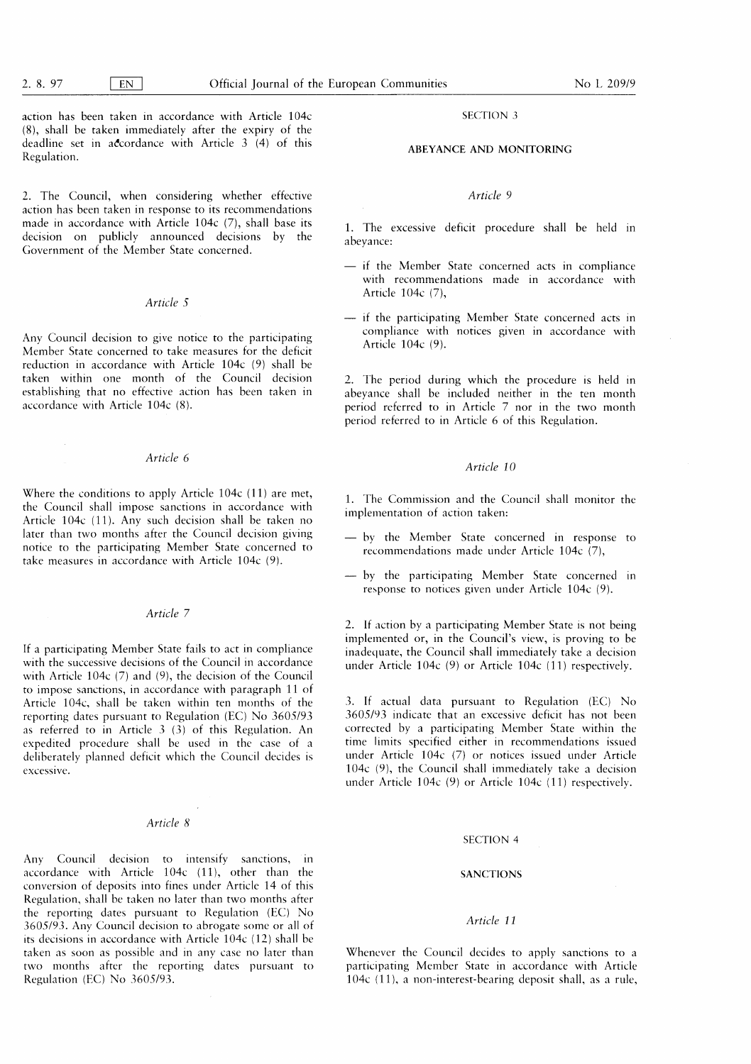action has been taken in accordance with Article 104c (8), shall be taken immediately after the expiry of the deadline set in accordance with Article 3 (4) of this Regulation.

2. The Council, when considering whether effective action has been taken in response to its recommendations made in accordance with Article 104c (7), shall base its decision on publicly announced decisions by the Government of the Member State concerned.

*Article 5*

Any Council decision to give notice to the participating Member State concerned to take measures for the deficit reduction in accordance with Article 104c (9) shall be taken within one month of the Council decision establishing that no effective action has been taken in accordance with Article 104c (8).

*Article 6*

Where the conditions to apply Article 104c (11) are met, the Council shall impose sanctions in accordance with Article 104c (11). Any such decision shall be taken no later than two months after the Council decision giving notice to the participating Member State concerned to take measures in accordance with Article 104c (9).

*Article 7*

If a participating Member State fails to act in compliance with the successive decisions of the Council in accordance with Article 104c (7) and (9), the decision of the Council to impose sanctions, in accordance with paragraph 11 of Article 104c, shall be taken within ten months of the reporting dates pursuant to Regulation (EC) No 3605/93 as referred to in Article 3 (3) of this Regulation. An expedited procedure shall be used in the case of a deliberately planned deficit which the Council decides is excessive.

*Article 8*

Any Council decision to intensify sanctions, in accordance with Article 104c (11), other than the conversion of deposits into fines under Article 14 of this Regulation, shall be taken no later than two months after the reporting dates pursuant to Regulation (EC) No 3605/93. Any Council decision to abrogate some or all of its decisions in accordance with Article 104c (12) shall be taken as soon as possible and in any case no later than two months after the reporting dates pursuant to Regulation (EC) No 3605/93.

## SECTION 3

## ABEYANCE AND MONITORING

*Article 9*

1. The excessive deficit procedure shall be held in abeyance:

— if the Member State concerned acts in compliance with recommendations made in accordance with Article 104c (7),

— if the participating Member State concerned acts in compliance with notices given in accordance with Article 104c (9).

2. The period during which the procedure is held in abeyance shall be included neither in the ten month period referred to in Article 7 nor in the two month period referred to in Article 6 of this Regulation.

*Article 10*

1. The Commission and the Council shall monitor the implementation of action taken:

— by the Member State concerned in response to recommendations made under Article 104c (7),

— by the participating Member State concerned in response to notices given under Article 104c (9).

2. If action by a participating Member State is not being implemented or, in the Council's view, is proving to be inadequate, the Council shall immediately take a decision under Article 104c (9) or Article 104c (11) respectively.

3. If actual data pursuant to Regulation (EC) No 3605/93 indicate that an excessive deficit has not been corrected by a participating Member State within the time limits specified either in recommendations issued under Article 104c (7) or notices issued under Article 104c (9), the Council shall immediately take a decision under Article 104c (9) or Article 104c (11) respectively.

## SECTION 4

## SANCTIONS

*Article 11*

Whenever the Council decides to apply sanctions to a participating Member State in accordance with Article 104c (11), a non-interest-bearing deposit shall, as a rule,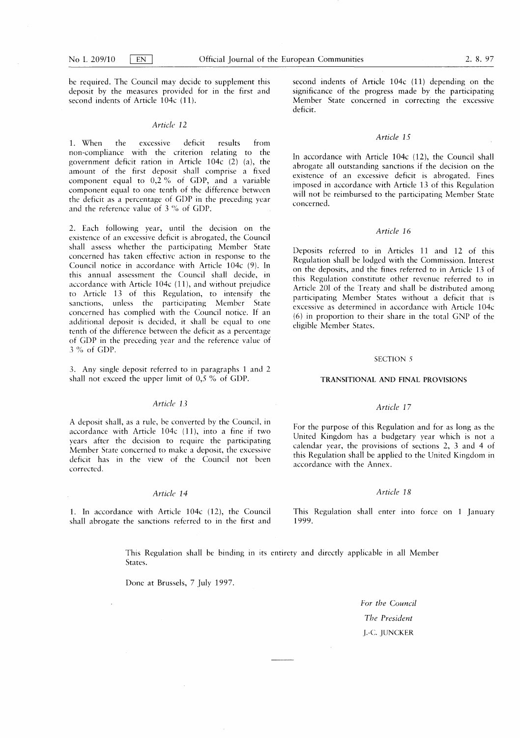be required. The Council may decide to supplement this deposit by the measures provided for in the first and second indents of Article 104c (11).

*Article 12*

1. When the excessive deficit results from non-compliance with the criterion relating to the government deficit ration in Article 104c (2) (a), the amount of the first deposit shall comprise a fixed component equal to 0,2 % of GDP, and a variable component equal to one tenth of the difference between the deficit as a percentage of GDP in the preceding year and the reference value of 3 % of GDP.

2. Each following year, until the decision on the existence of an excessive deficit is abrogated, the Council shall assess whether the participating Member State concerned has taken effective action in response to the Council notice in accordance with Article 104c (9). In this annual assessment the Council shall decide, in accordance with Article 104c (11), and without prejudice to Article 13 of this Regulation, to intensify the sanctions, unless the participating Member State concerned has complied with the Council notice. If an additional deposit is decided, it shall be equal to one tenth of the difference between the deficit as a percentage of GDP in the preceding year and the reference value of 3 % of GDP.

3. Any single deposit referred to in paragraphs 1 and 2 shall not exceed the upper limit of 0,5 % of GDP.

*Article 13*

A deposit shall, as a rule, be converted by the Council, in accordance with Article 104c (11), into a fine if two years after the decision to require the participating Member State concerned to make a deposit, the excessive deficit has in the view of the Council not been corrected.

*Article 14*

1. In accordance with Article 104c (12), the Council shall abrogate the sanctions referred to in the first and second indents of Article 104c (11) depending on the significance of the progress made by the participating Member State concerned in correcting the excessive deficit.

*Article 15*

In accordance with Article 104c (12), the Council shall abrogate all outstanding sanctions if the decision on the existence of an excessive deficit is abrogated. Fines imposed in accordance with Article 13 of this Regulation will not be reimbursed to the participating Member State concerned.

*Article 16*

Deposits referred to in Articles 11 and 12 of this Regulation shall be lodged with the Commission. Interest on the deposits, and the fines referred to in Article 13 of this Regulation constitute other revenue referred to in Article 201 of the Treaty and shall be distributed among participating Member States without a deficit that is excessive as determined in accordance with Article 104c (6) in proportion to their share in the total GNP of the eligible Member States.

SECTION 5

**TRANSITIONAL AND FINAL PROVISIONS**

*Article 17*

For the purpose of this Regulation and for as long as the United Kingdom has a budgetary year which is not a calendar year, the provisions of sections 2, 3 and 4 of this Regulation shall be applied to the United Kingdom in accordance with the Annex.

*Article 18*

This Regulation shall enter into force on 1 January 1999.

This Regulation shall be binding in its entirety and directly applicable in all Member States.

Done at Brussels, 7 July 1997.

*For the Council*

*The President*

J.-C. JUNCKER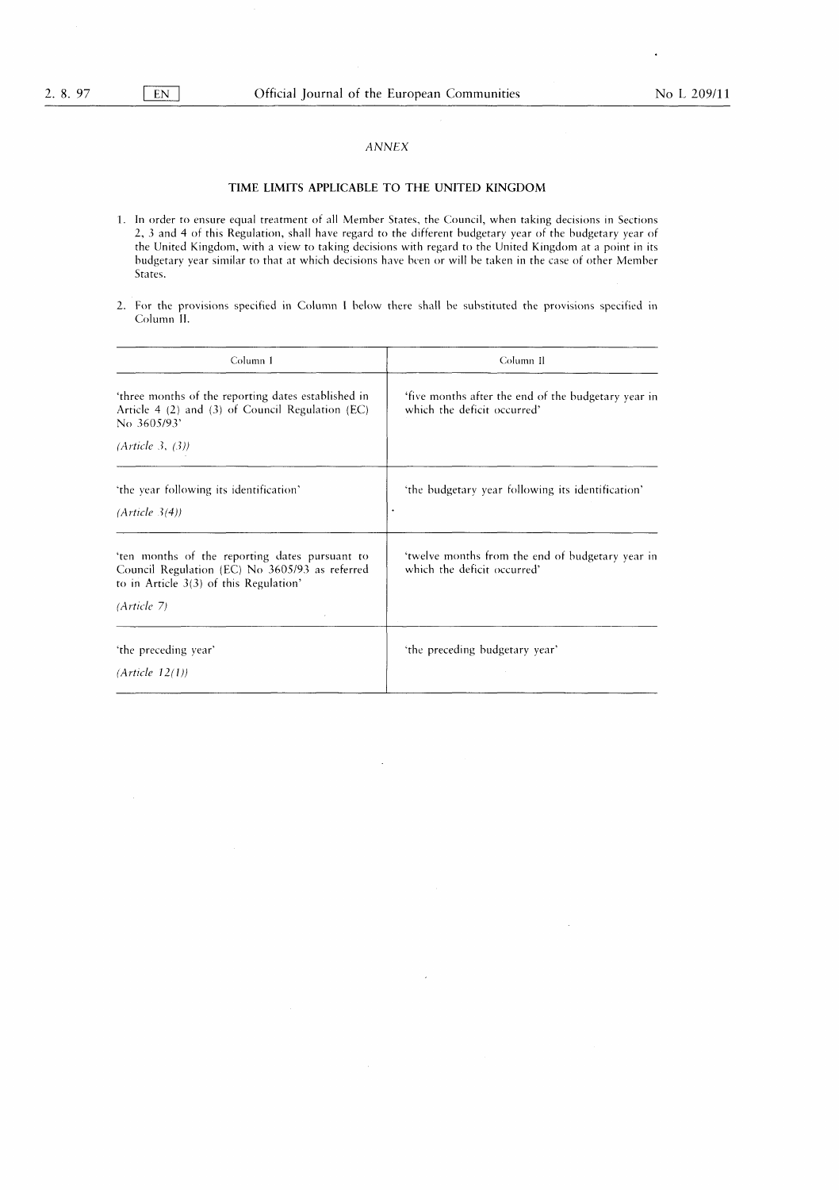*ANNEX*

## TIME LIMITS APPLICABLE TO THE UNITED KINGDOM

1. In order to ensure equal treatment of all Member States, the Council, when taking decisions in Sections 2, 3 and 4 of this Regulation, shall have regard to the different budgetary year of the budgetary year of the United Kingdom, with a view to taking decisions with regard to the United Kingdom at a point in its budgetary year similar to that at which decisions have been or will be taken in the case of other Member States.

2. For the provisions specified in Column I below there shall be substituted the provisions specified in Column II.

| Column I | Column II |
|---|---|
| 'three months of the reporting dates established in Article 4 (2) and (3) of Council Regulation (EC) No 3605/93' *(Article 3, (3))* | 'five months after the end of the budgetary year in which the deficit occurred' |
| 'the year following its identification' *(Article 3(4))* | 'the budgetary year following its identification' |
| 'ten months of the reporting dates pursuant to Council Regulation (EC) No 3605/93 as referred to in Article 3(3) of this Regulation' *(Article 7)* | 'twelve months from the end of budgetary year in which the deficit occurred' |
| 'the preceding year' *(Article 12(1))* | 'the preceding budgetary year' |